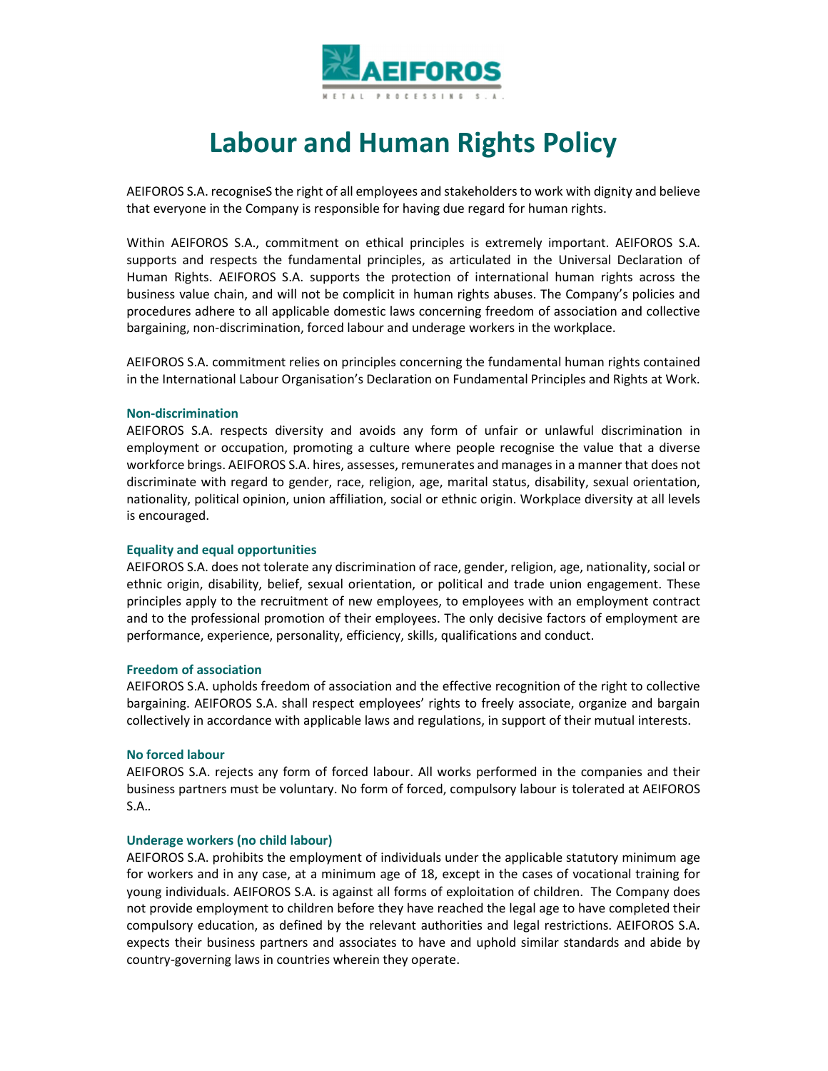# Labour and Human Rights Policy

AEIFOROS S.A. recogniseS the right of all employees and stakeholders to work with dignity and believe that everyone in the Company is responsible for having due regard for human rights.

Within AEIFOROS S.A., commitment on ethical principles is extremely important. AEIFOROS S.A. supports and respects the fundamental principles, as articulated in the Universal Declaration of Human Rights. AEIFOROS S.A. supports the protection of international human rights across the business value chain, and will not be complicit in human rights abuses. The Company's policies and procedures adhere to all applicable domestic laws concerning freedom of association and collective bargaining, non-discrimination, forced labour and underage workers in the workplace.

AEIFOROS S.A. commitment relies on principles concerning the fundamental human rights contained in the International Labour Organisation's Declaration on Fundamental Principles and Rights at Work.

### Non-discrimination

AEIFOROS S.A. respects diversity and avoids any form of unfair or unlawful discrimination in employment or occupation, promoting a culture where people recognise the value that a diverse workforce brings. AEIFOROS S.A. hires, assesses, remunerates and manages in a manner that does not discriminate with regard to gender, race, religion, age, marital status, disability, sexual orientation, nationality, political opinion, union affiliation, social or ethnic origin. Workplace diversity at all levels is encouraged.

### Equality and equal opportunities

AEIFOROS S.A. does not tolerate any discrimination of race, gender, religion, age, nationality, social or ethnic origin, disability, belief, sexual orientation, or political and trade union engagement. These principles apply to the recruitment of new employees, to employees with an employment contract and to the professional promotion of their employees. The only decisive factors of employment are performance, experience, personality, efficiency, skills, qualifications and conduct.

### Freedom of association

AEIFOROS S.A. upholds freedom of association and the effective recognition of the right to collective bargaining. AEIFOROS S.A. shall respect employees' rights to freely associate, organize and bargain collectively in accordance with applicable laws and regulations, in support of their mutual interests.

### No forced labour

AEIFOROS S.A. rejects any form of forced labour. All works performed in the companies and their business partners must be voluntary. No form of forced, compulsory labour is tolerated at AEIFOROS S.A..

### Underage workers (no child labour)

AEIFOROS S.A. prohibits the employment of individuals under the applicable statutory minimum age for workers and in any case, at a minimum age of 18, except in the cases of vocational training for young individuals. AEIFOROS S.A. is against all forms of exploitation of children. The Company does not provide employment to children before they have reached the legal age to have completed their compulsory education, as defined by the relevant authorities and legal restrictions. AEIFOROS S.A. expects their business partners and associates to have and uphold similar standards and abide by country-governing laws in countries wherein they operate.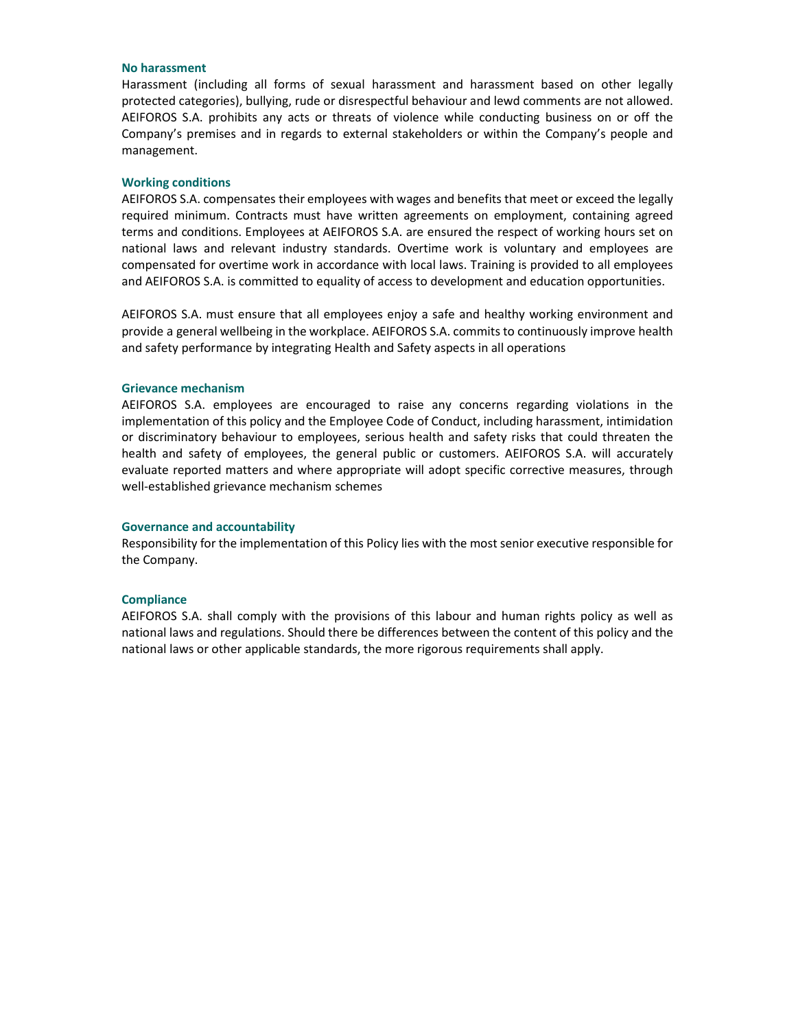### No harassment

Harassment (including all forms of sexual harassment and harassment based on other legally protected categories), bullying, rude or disrespectful behaviour and lewd comments are not allowed. AEIFOROS S.A. prohibits any acts or threats of violence while conducting business on or off the Company's premises and in regards to external stakeholders or within the Company's people and management.

### Working conditions

AEIFOROS S.A. compensates their employees with wages and benefits that meet or exceed the legally required minimum. Contracts must have written agreements on employment, containing agreed terms and conditions. Employees at AEIFOROS S.A. are ensured the respect of working hours set on national laws and relevant industry standards. Overtime work is voluntary and employees are compensated for overtime work in accordance with local laws. Training is provided to all employees and AEIFOROS S.A. is committed to equality of access to development and education opportunities.

AEIFOROS S.A. must ensure that all employees enjoy a safe and healthy working environment and provide a general wellbeing in the workplace. AEIFOROS S.A. commits to continuously improve health and safety performance by integrating Health and Safety aspects in all operations

### Grievance mechanism

AEIFOROS S.A. employees are encouraged to raise any concerns regarding violations in the implementation of this policy and the Employee Code of Conduct, including harassment, intimidation or discriminatory behaviour to employees, serious health and safety risks that could threaten the health and safety of employees, the general public or customers. AEIFOROS S.A. will accurately evaluate reported matters and where appropriate will adopt specific corrective measures, through well-established grievance mechanism schemes

### Governance and accountability

Responsibility for the implementation of this Policy lies with the most senior executive responsible for the Company.

### Compliance

AEIFOROS S.A. shall comply with the provisions of this labour and human rights policy as well as national laws and regulations. Should there be differences between the content of this policy and the national laws or other applicable standards, the more rigorous requirements shall apply.